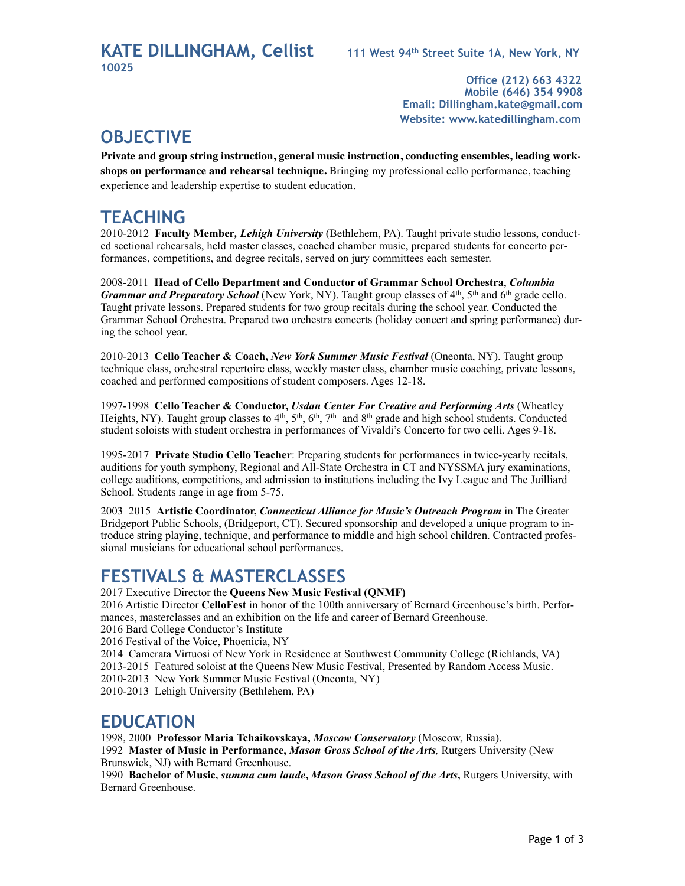# KATE DILLINGHAM, Cellist

111 West 94th Street Suite 1A, New York, NY 10025

Office (212) 663 4322
Mobile (646) 354 9908
Email: Dillingham.kate@gmail.com
Website: www.katedillingham.com

## OBJECTIVE

**Private and group string instruction, general music instruction, conducting ensembles, leading workshops on performance and rehearsal technique.** Bringing my professional cello performance, teaching experience and leadership expertise to student education.

## TEACHING

2010-2012 **Faculty Member, *Lehigh University*** (Bethlehem, PA). Taught private studio lessons, conducted sectional rehearsals, held master classes, coached chamber music, prepared students for concerto performances, competitions, and degree recitals, served on jury committees each semester.

2008-2011 **Head of Cello Department and Conductor of Grammar School Orchestra**, ***Columbia Grammar and Preparatory School*** (New York, NY). Taught group classes of 4th, 5th and 6th grade cello. Taught private lessons. Prepared students for two group recitals during the school year. Conducted the Grammar School Orchestra. Prepared two orchestra concerts (holiday concert and spring performance) during the school year.

2010-2013 **Cello Teacher & Coach, *New York Summer Music Festival*** (Oneonta, NY). Taught group technique class, orchestral repertoire class, weekly master class, chamber music coaching, private lessons, coached and performed compositions of student composers. Ages 12-18.

1997-1998 **Cello Teacher & Conductor, *Usdan Center For Creative and Performing Arts*** (Wheatley Heights, NY). Taught group classes to 4th, 5th, 6th, 7th and 8th grade and high school students. Conducted student soloists with student orchestra in performances of Vivaldi's Concerto for two celli. Ages 9-18.

1995-2017 **Private Studio Cello Teacher**: Preparing students for performances in twice-yearly recitals, auditions for youth symphony, Regional and All-State Orchestra in CT and NYSSMA jury examinations, college auditions, competitions, and admission to institutions including the Ivy League and The Juilliard School. Students range in age from 5-75.

2003–2015 **Artistic Coordinator, *Connecticut Alliance for Music's Outreach Program*** in The Greater Bridgeport Public Schools, (Bridgeport, CT). Secured sponsorship and developed a unique program to introduce string playing, technique, and performance to middle and high school children. Contracted professional musicians for educational school performances.

## FESTIVALS & MASTERCLASSES

2017 Executive Director the **Queens New Music Festival (QNMF)**
2016 Artistic Director **CelloFest** in honor of the 100th anniversary of Bernard Greenhouse's birth. Performances, masterclasses and an exhibition on the life and career of Bernard Greenhouse.
2016 Bard College Conductor's Institute
2016 Festival of the Voice, Phoenicia, NY
2014 Camerata Virtuosi of New York in Residence at Southwest Community College (Richlands, VA)
2013-2015 Featured soloist at the Queens New Music Festival, Presented by Random Access Music.
2010-2013 New York Summer Music Festival (Oneonta, NY)
2010-2013 Lehigh University (Bethlehem, PA)

## EDUCATION

1998, 2000 **Professor Maria Tchaikovskaya, *Moscow Conservatory*** (Moscow, Russia).
1992 **Master of Music in Performance, *Mason Gross School of the Arts,*** Rutgers University (New Brunswick, NJ) with Bernard Greenhouse.
1990 **Bachelor of Music, *summa cum laude*, *Mason Gross School of the Arts*,** Rutgers University, with Bernard Greenhouse.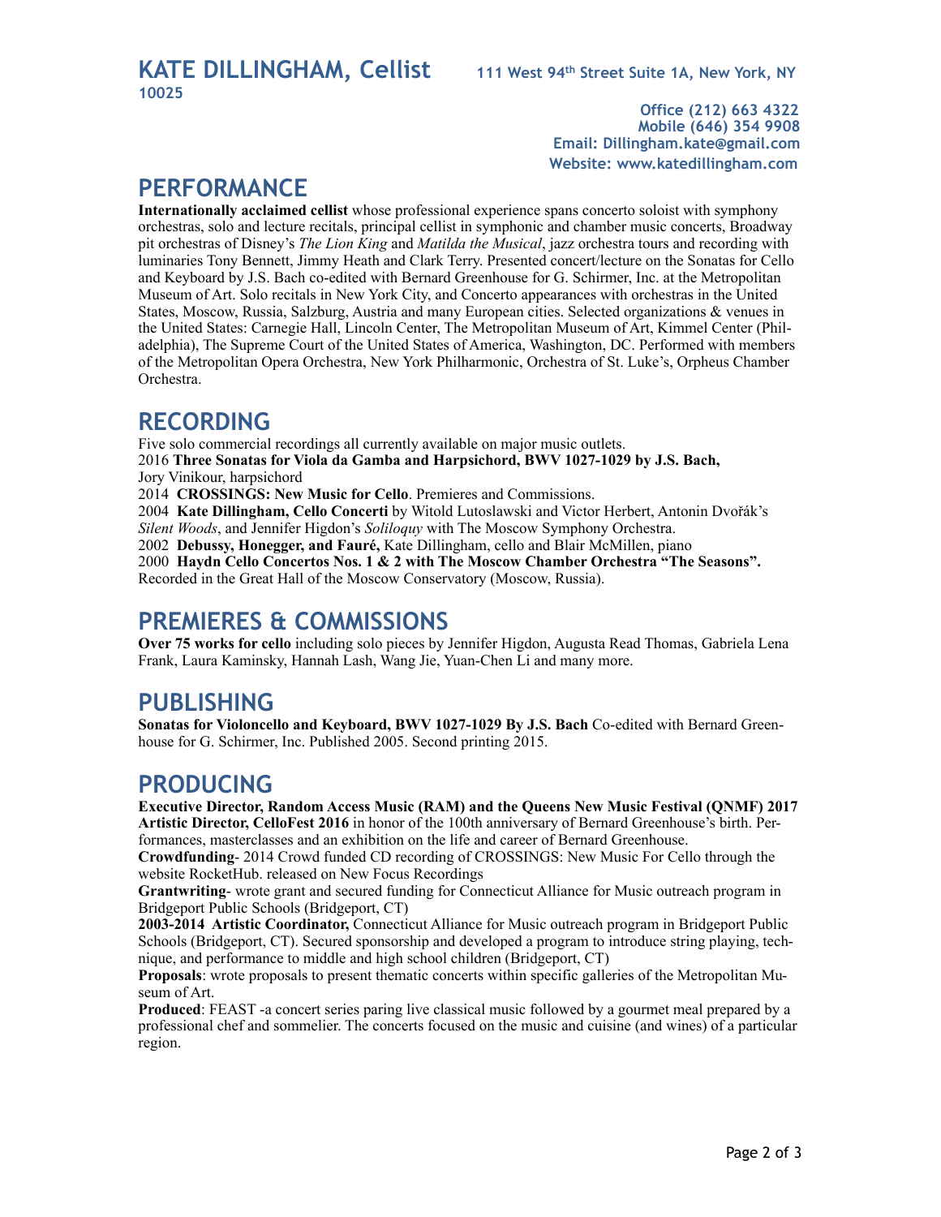# KATE DILLINGHAM, Cellist

**111 West 94th Street Suite 1A, New York, NY 10025**

**Office (212) 663 4322**
**Mobile (646) 354 9908**
**Email: Dillingham.kate@gmail.com**
**Website: www.katedillingham.com**

## PERFORMANCE

**Internationally acclaimed cellist** whose professional experience spans concerto soloist with symphony orchestras, solo and lecture recitals, principal cellist in symphonic and chamber music concerts, Broadway pit orchestras of Disney's *The Lion King* and *Matilda the Musical*, jazz orchestra tours and recording with luminaries Tony Bennett, Jimmy Heath and Clark Terry. Presented concert/lecture on the Sonatas for Cello and Keyboard by J.S. Bach co-edited with Bernard Greenhouse for G. Schirmer, Inc. at the Metropolitan Museum of Art. Solo recitals in New York City, and Concerto appearances with orchestras in the United States, Moscow, Russia, Salzburg, Austria and many European cities. Selected organizations & venues in the United States: Carnegie Hall, Lincoln Center, The Metropolitan Museum of Art, Kimmel Center (Philadelphia), The Supreme Court of the United States of America, Washington, DC. Performed with members of the Metropolitan Opera Orchestra, New York Philharmonic, Orchestra of St. Luke's, Orpheus Chamber Orchestra.

## RECORDING

Five solo commercial recordings all currently available on major music outlets.
2016 **Three Sonatas for Viola da Gamba and Harpsichord, BWV 1027-1029 by J.S. Bach,** Jory Vinikour, harpsichord
2014 **CROSSINGS: New Music for Cello**. Premieres and Commissions.
2004 **Kate Dillingham, Cello Concerti** by Witold Lutoslawski and Victor Herbert, Antonin Dvořák's *Silent Woods*, and Jennifer Higdon's *Soliloquy* with The Moscow Symphony Orchestra.
2002 **Debussy, Honegger, and Fauré,** Kate Dillingham, cello and Blair McMillen, piano
2000 **Haydn Cello Concertos Nos. 1 & 2 with The Moscow Chamber Orchestra "The Seasons".** Recorded in the Great Hall of the Moscow Conservatory (Moscow, Russia).

## PREMIERES & COMMISSIONS

**Over 75 works for cello** including solo pieces by Jennifer Higdon, Augusta Read Thomas, Gabriela Lena Frank, Laura Kaminsky, Hannah Lash, Wang Jie, Yuan-Chen Li and many more.

## PUBLISHING

**Sonatas for Violoncello and Keyboard, BWV 1027-1029 By J.S. Bach** Co-edited with Bernard Greenhouse for G. Schirmer, Inc. Published 2005. Second printing 2015.

## PRODUCING

**Executive Director, Random Access Music (RAM) and the Queens New Music Festival (QNMF) 2017**
**Artistic Director, CelloFest 2016** in honor of the 100th anniversary of Bernard Greenhouse's birth. Performances, masterclasses and an exhibition on the life and career of Bernard Greenhouse.
**Crowdfunding**- 2014 Crowd funded CD recording of CROSSINGS: New Music For Cello through the website RocketHub. released on New Focus Recordings
**Grantwriting**- wrote grant and secured funding for Connecticut Alliance for Music outreach program in Bridgeport Public Schools (Bridgeport, CT)
**2003-2014 Artistic Coordinator,** Connecticut Alliance for Music outreach program in Bridgeport Public Schools (Bridgeport, CT). Secured sponsorship and developed a program to introduce string playing, technique, and performance to middle and high school children (Bridgeport, CT)
**Proposals**: wrote proposals to present thematic concerts within specific galleries of the Metropolitan Museum of Art.
**Produced**: FEAST -a concert series paring live classical music followed by a gourmet meal prepared by a professional chef and sommelier. The concerts focused on the music and cuisine (and wines) of a particular region.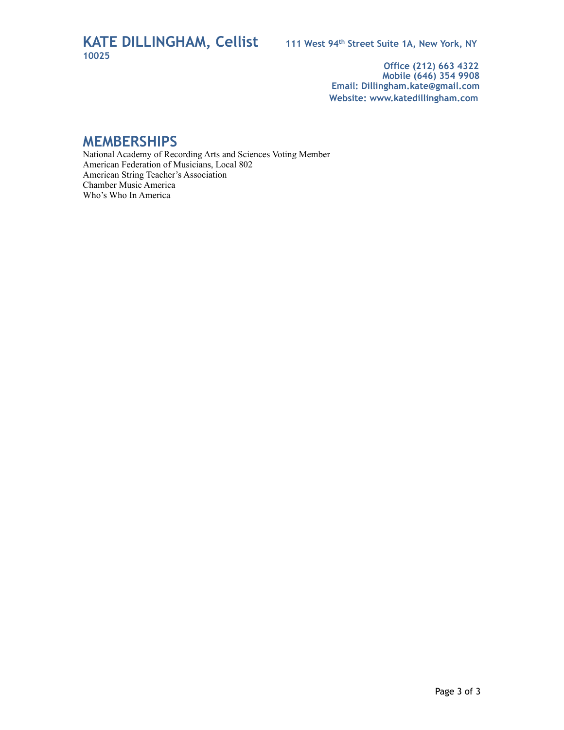**KATE DILLINGHAM, Cellist** **111 West 94th Street Suite 1A, New York, NY 10025**

**Office (212) 663 4322**
**Mobile (646) 354 9908**
**Email: Dillingham.kate@gmail.com**
**Website: www.katedillingham.com**

## MEMBERSHIPS

National Academy of Recording Arts and Sciences Voting Member
American Federation of Musicians, Local 802
American String Teacher's Association
Chamber Music America
Who's Who In America